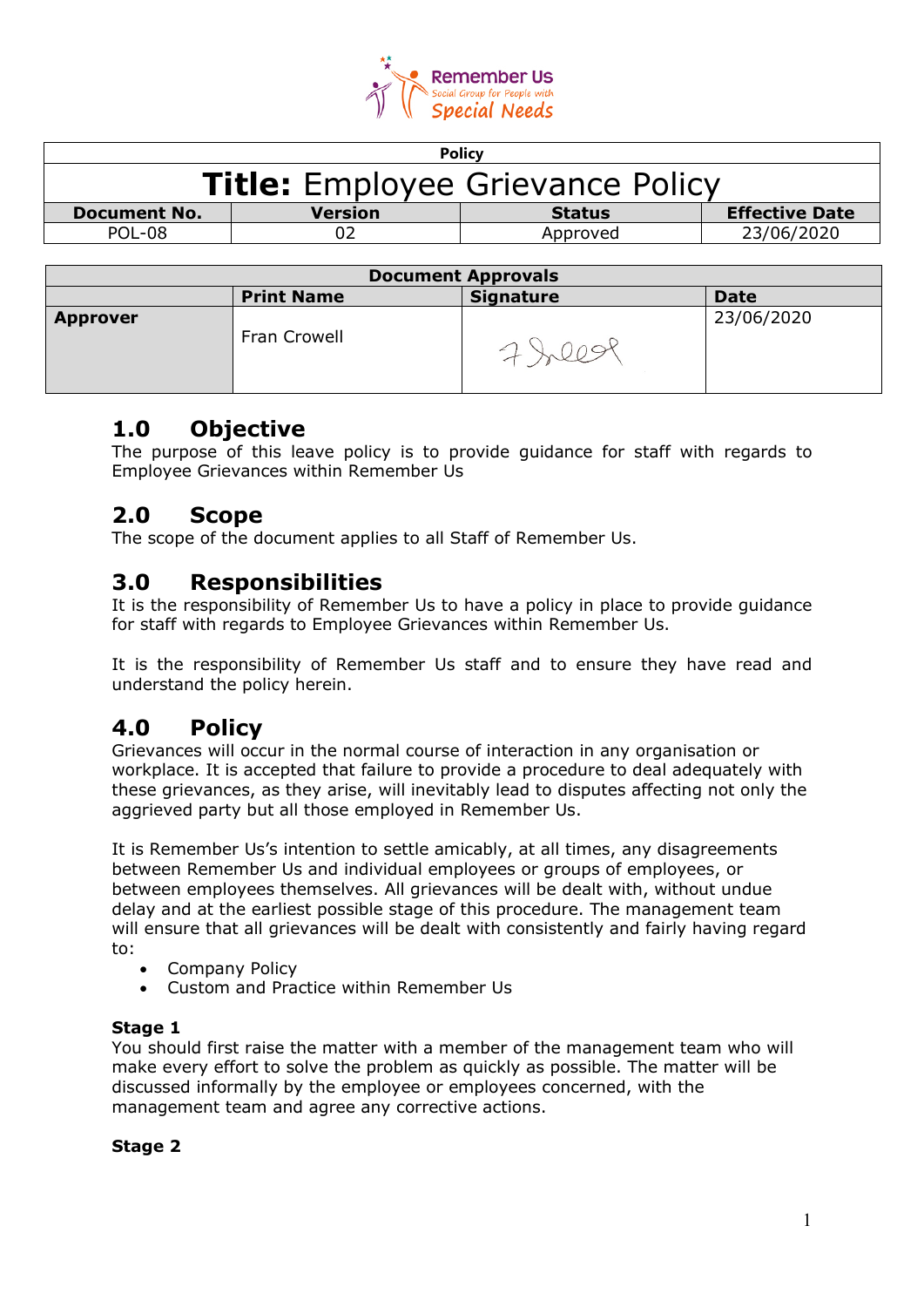Remember Us
Social Group for People with
Special Needs

| Policy | | | |
|---|---|---|---|
| **Title:** Employee Grievance Policy | | | |
| **Document No.** | **Version** | **Status** | **Effective Date** |
| POL-08 | 02 | Approved | 23/06/2020 |

| Document Approvals | | | |
|---|---|---|---|
| | **Print Name** | **Signature** | **Date** |
| **Approver** | Fran Crowell | | 23/06/2020 |

## 1.0 Objective

The purpose of this leave policy is to provide guidance for staff with regards to Employee Grievances within Remember Us

## 2.0 Scope

The scope of the document applies to all Staff of Remember Us.

## 3.0 Responsibilities

It is the responsibility of Remember Us to have a policy in place to provide guidance for staff with regards to Employee Grievances within Remember Us.

It is the responsibility of Remember Us staff and to ensure they have read and understand the policy herein.

## 4.0 Policy

Grievances will occur in the normal course of interaction in any organisation or workplace. It is accepted that failure to provide a procedure to deal adequately with these grievances, as they arise, will inevitably lead to disputes affecting not only the aggrieved party but all those employed in Remember Us.

It is Remember Us's intention to settle amicably, at all times, any disagreements between Remember Us and individual employees or groups of employees, or between employees themselves. All grievances will be dealt with, without undue delay and at the earliest possible stage of this procedure. The management team will ensure that all grievances will be dealt with consistently and fairly having regard to:

- Company Policy
- Custom and Practice within Remember Us

**Stage 1**

You should first raise the matter with a member of the management team who will make every effort to solve the problem as quickly as possible. The matter will be discussed informally by the employee or employees concerned, with the management team and agree any corrective actions.

**Stage 2**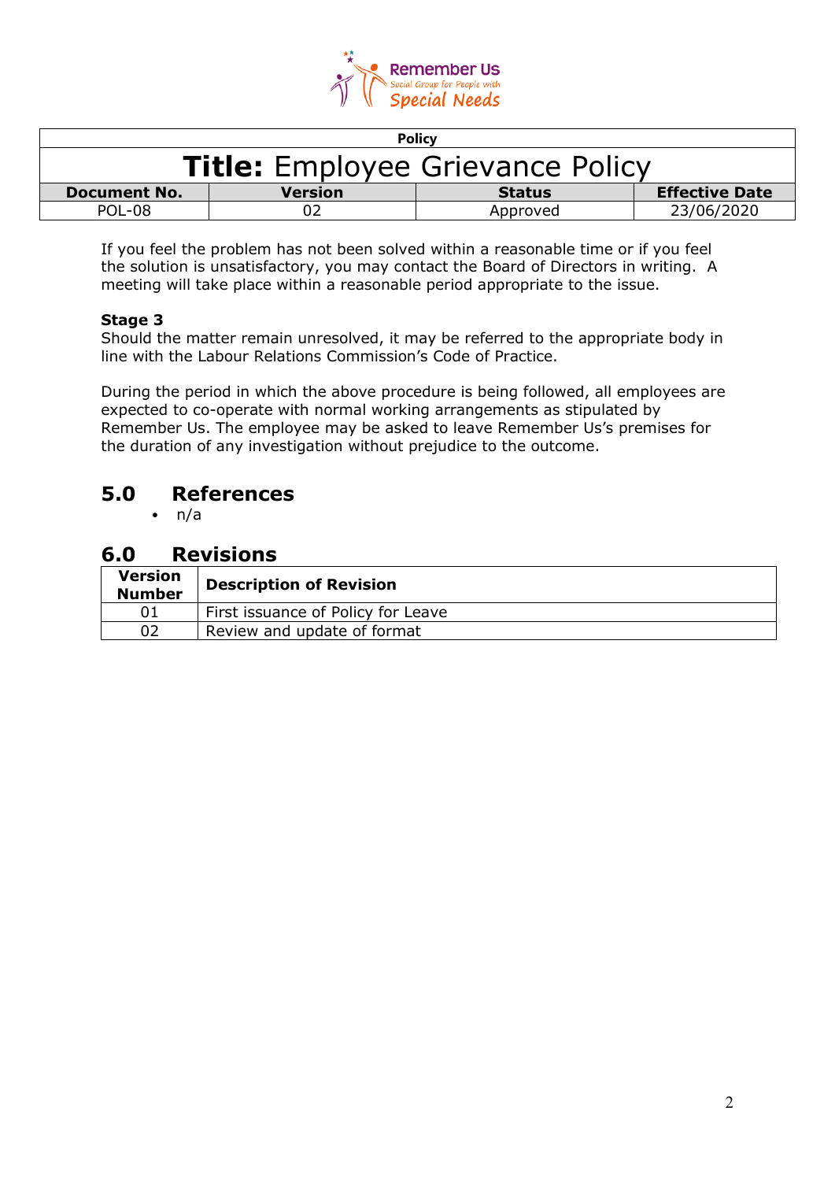| Policy | | | |
| --- | --- | --- | --- |
| **Title:** Employee Grievance Policy | | | |
| **Document No.** | **Version** | **Status** | **Effective Date** |
| POL-08 | 02 | Approved | 23/06/2020 |

If you feel the problem has not been solved within a reasonable time or if you feel the solution is unsatisfactory, you may contact the Board of Directors in writing. A meeting will take place within a reasonable period appropriate to the issue.

**Stage 3**
Should the matter remain unresolved, it may be referred to the appropriate body in line with the Labour Relations Commission's Code of Practice.

During the period in which the above procedure is being followed, all employees are expected to co-operate with normal working arrangements as stipulated by Remember Us. The employee may be asked to leave Remember Us's premises for the duration of any investigation without prejudice to the outcome.

## 5.0 References

- n/a

## 6.0 Revisions

| Version Number | Description of Revision |
| --- | --- |
| 01 | First issuance of Policy for Leave |
| 02 | Review and update of format |